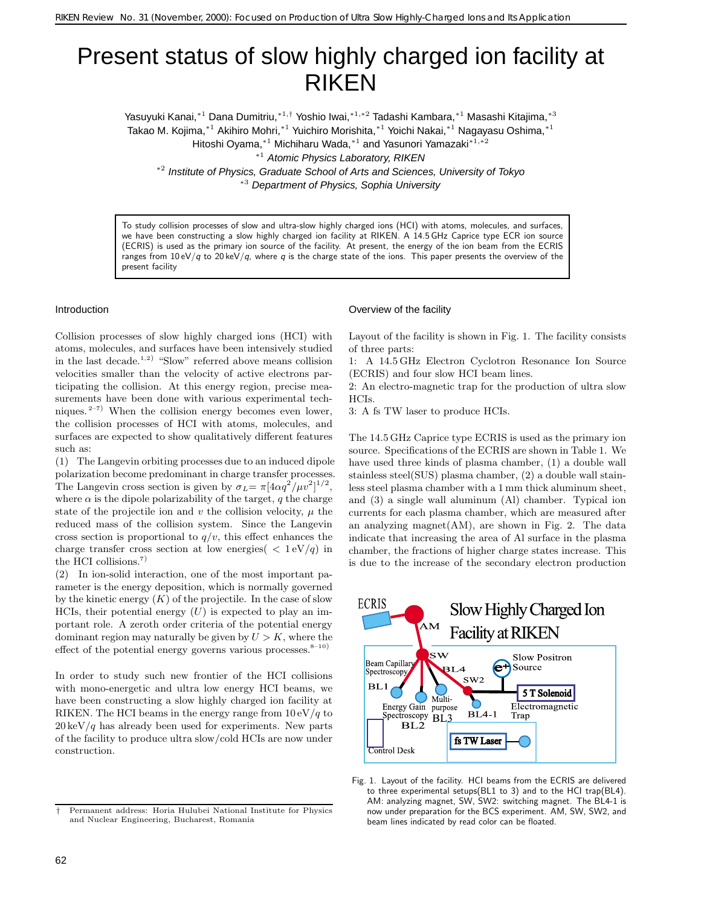# Present status of slow highly charged ion facility at RIKEN

Yasuyuki Kanai,[*1] Dana Dumitriu,[*1,†] Yoshio Iwai,[*1,*2] Tadashi Kambara,[*1] Masashi Kitajima,[*3] Takao M. Kojima,[*1] Akihiro Mohri,[*1] Yuichiro Morishita,[*1] Yoichi Nakai,[*1] Nagayasu Oshima,[*1] Hitoshi Oyama,[*1] Michiharu Wada,[*1] and Yasunori Yamazaki[*1,*2]

[*1] *Atomic Physics Laboratory, RIKEN*

[*2] *Institute of Physics, Graduate School of Arts and Sciences, University of Tokyo*

[*3] *Department of Physics, Sophia University*

> To study collision processes of slow and ultra-slow highly charged ions (HCI) with atoms, molecules, and surfaces, we have been constructing a slow highly charged ion facility at RIKEN. A 14.5 GHz Caprice type ECR ion source (ECRIS) is used as the primary ion source of the facility. At present, the energy of the ion beam from the ECRIS ranges from 10 eV/$q$ to 20 keV/$q$, where $q$ is the charge state of the ions. This paper presents the overview of the present facility

## Introduction

Collision processes of slow highly charged ions (HCI) with atoms, molecules, and surfaces have been intensively studied in the last decade.[1,2] "Slow" referred above means collision velocities smaller than the velocity of active electrons participating the collision. At this energy region, precise measurements have been done with various experimental techniques.[2–7] When the collision energy becomes even lower, the collision processes of HCI with atoms, molecules, and surfaces are expected to show qualitatively different features such as:

(1) The Langevin orbiting processes due to an induced dipole polarization become predominant in charge transfer processes. The Langevin cross section is given by $\sigma_L = \pi[4\alpha q^2/\mu v^2]^{1/2}$, where $\alpha$ is the dipole polarizability of the target, $q$ the charge state of the projectile ion and $v$ the collision velocity, $\mu$ the reduced mass of the collision system. Since the Langevin cross section is proportional to $q/v$, this effect enhances the charge transfer cross section at low energies( $< 1\,\mathrm{eV}/q$) in the HCI collisions.[7]

(2) In ion-solid interaction, one of the most important parameter is the energy deposition, which is normally governed by the kinetic energy ($K$) of the projectile. In the case of slow HCIs, their potential energy ($U$) is expected to play an important role. A zeroth order criteria of the potential energy dominant region may naturally be given by $U > K$, where the effect of the potential energy governs various processes.[8–10]

In order to study such new frontier of the HCI collisions with mono-energetic and ultra low energy HCI beams, we have been constructing a slow highly charged ion facility at RIKEN. The HCI beams in the energy range from 10 eV/$q$ to 20 keV/$q$ has already been used for experiments. New parts of the facility to produce ultra slow/cold HCIs are now under construction.

## Overview of the facility

Layout of the facility is shown in Fig. 1. The facility consists of three parts:

1: A 14.5 GHz Electron Cyclotron Resonance Ion Source (ECRIS) and four slow HCI beam lines.

2: An electro-magnetic trap for the production of ultra slow HCIs.

3: A fs TW laser to produce HCIs.

The 14.5 GHz Caprice type ECRIS is used as the primary ion source. Specifications of the ECRIS are shown in Table 1. We have used three kinds of plasma chamber, (1) a double wall stainless steel(SUS) plasma chamber, (2) a double wall stainless steel plasma chamber with a 1 mm thick aluminum sheet, and (3) a single wall aluminum (Al) chamber. Typical ion currents for each plasma chamber, which are measured after an analyzing magnet(AM), are shown in Fig. 2. The data indicate that increasing the area of Al surface in the plasma chamber, the fractions of higher charge states increase. This is due to the increase of the secondary electron production

Fig. 1. Layout of the facility. HCI beams from the ECRIS are delivered to three experimental setups(BL1 to 3) and to the HCI trap(BL4). AM: analyzing magnet, SW, SW2: switching magnet. The BL4-1 is now under preparation for the BCS experiment. AM, SW, SW2, and beam lines indicated by read color can be floated.

† Permanent address: Horia Hulubei National Institute for Physics and Nuclear Engineering, Bucharest, Romania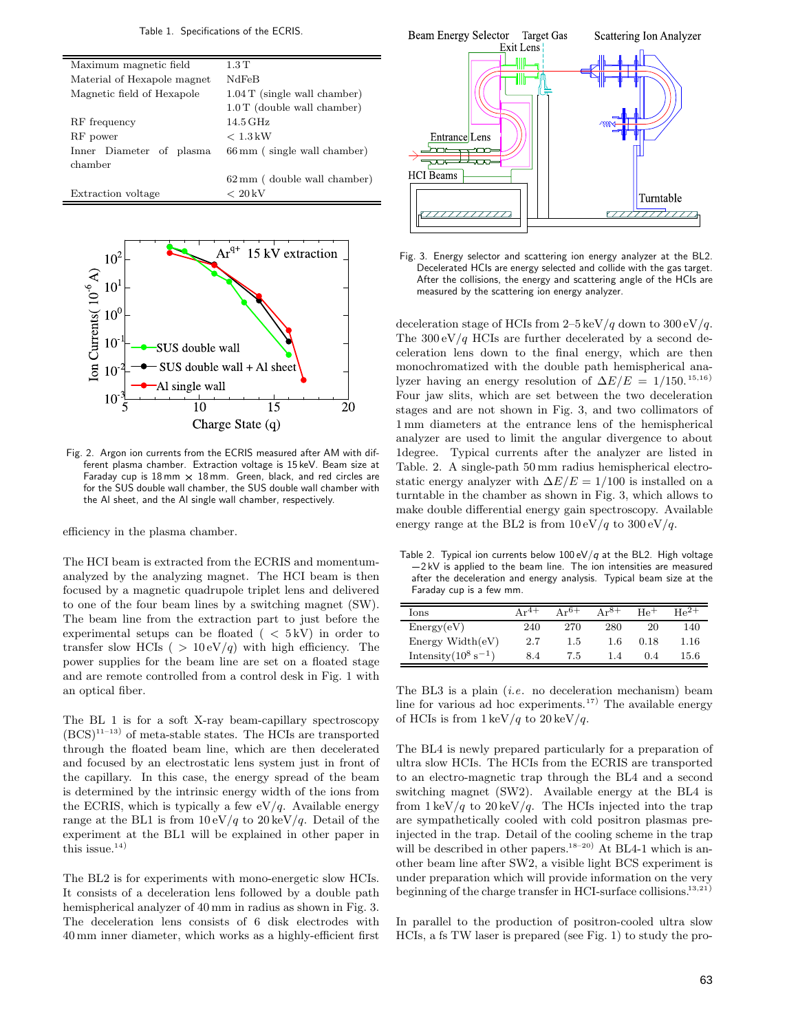Table 1. Specifications of the ECRIS.

| | |
|---|---|
| Maximum magnetic field | 1.3 T |
| Material of Hexapole magnet | NdFeB |
| Magnetic field of Hexapole | 1.04 T (single wall chamber) |
| | 1.0 T (double wall chamber) |
| RF frequency | 14.5 GHz |
| RF power | < 1.3 kW |
| Inner Diameter of plasma chamber | 66 mm ( single wall chamber) |
| | 62 mm ( double wall chamber) |
| Extraction voltage | < 20 kV |

Fig. 2. Argon ion currents from the ECRIS measured after AM with different plasma chamber. Extraction voltage is 15 keV. Beam size at Faraday cup is 18 mm × 18 mm. Green, black, and red circles are for the SUS double wall chamber, the SUS double wall chamber with the Al sheet, and the Al single wall chamber, respectively.

efficiency in the plasma chamber.

The HCI beam is extracted from the ECRIS and momentum-analyzed by the analyzing magnet. The HCI beam is then focused by a magnetic quadrupole triplet lens and delivered to one of the four beam lines by a switching magnet (SW). The beam line from the experimental setups can be floated ( < 5 kV) in order to transfer slow HCIs ( > 10 eV/$q$) with high efficiency. The power supplies for the beam line are set on a floated stage and are remote controlled from a control desk in Fig. 1 with an optical fiber.

The BL 1 is for a soft X-ray beam-capillary spectroscopy (BCS)[11–13] of meta-stable states. The HCIs are transported through the floated beam line, which are then decelerated and focused by an electrostatic lens system just in front of the capillary. In this case, the energy spread of the beam is determined by the intrinsic energy width of the ions from the ECRIS, which is typically a few eV/$q$. Available energy range at the BL1 is from 10 eV/$q$ to 20 keV/$q$. Detail of the experiment at the BL1 will be explained in other paper in this issue.[14]

The BL2 is for experiments with mono-energetic slow HCIs. It consists of a deceleration lens followed by a double path hemispherical analyzer of 40 mm in radius as shown in Fig. 3. The deceleration lens consists of 6 disk electrodes with 40 mm inner diameter, which works as a highly-efficient first

Fig. 3. Energy selector and scattering ion energy analyzer at the BL2. Decelerated HCIs are energy selected and collide with the gas target. After the collisions, the energy and scattering angle of the HCIs are measured by the scattering ion energy analyzer.

deceleration stage of HCIs from 2–5 keV/$q$ down to 300 eV/$q$. The 300 eV/$q$ HCIs are further decelerated by a second deceleration lens down to the final energy, which are then monochromatized with the double path hemispherical analyzer having an energy resolution of $\Delta E/E = 1/150$.[15,16] Four jaw slits, which are set between the two deceleration stages and are not shown in Fig. 3, and two collimators of 1 mm diameters at the entrance lens of the hemispherical analyzer are used to limit the angular divergence to about 1degree. Typical currents after the analyzer are listed in Table. 2. A single-path 50 mm radius hemispherical electrostatic energy analyzer with $\Delta E/E = 1/100$ is installed on a turntable in the chamber as shown in Fig. 3, which allows to make double differential energy gain spectroscopy. Available energy range at the BL2 is from 10 eV/$q$ to 300 eV/$q$.

Table 2. Typical ion currents below 100 eV/$q$ at the BL2. High voltage −2 kV is applied to the beam line. The ion intensities are measured after the deceleration and energy analysis. Typical beam size at the Faraday cup is a few mm.

| Ions | $Ar^{4+}$ | $Ar^{6+}$ | $Ar^{8+}$ | $He^{+}$ | $He^{2+}$ |
|---|---|---|---|---|---|
| Energy(eV) | 240 | 270 | 280 | 20 | 140 |
| Energy Width(eV) | 2.7 | 1.5 | 1.6 | 0.18 | 1.16 |
| Intensity($10^8\ s^{-1}$) | 8.4 | 7.5 | 1.4 | 0.4 | 15.6 |

The BL3 is a plain (*i.e.* no deceleration mechanism) beam line for various ad hoc experiments.[17] The available energy of HCIs is from 1 keV/$q$ to 20 keV/$q$.

The BL4 is newly prepared particularly for a preparation of ultra slow HCIs. The HCIs from the ECRIS are transported to an electro-magnetic trap through the BL4 and a second switching magnet (SW2). Available energy at the BL4 is from 1 keV/$q$ to 20 keV/$q$. The HCIs injected into the trap are sympathetically cooled with cold positron plasmas pre-injected in the trap. Detail of the cooling scheme in the trap will be described in other papers.[18–20] At BL4-1 which is another beam line after SW2, a visible light BCS experiment is under preparation which will provide information on the very beginning of the charge transfer in HCI-surface collisions.[13,21]

In parallel to the production of positron-cooled ultra slow HCIs, a fs TW laser is prepared (see Fig. 1) to study the pro-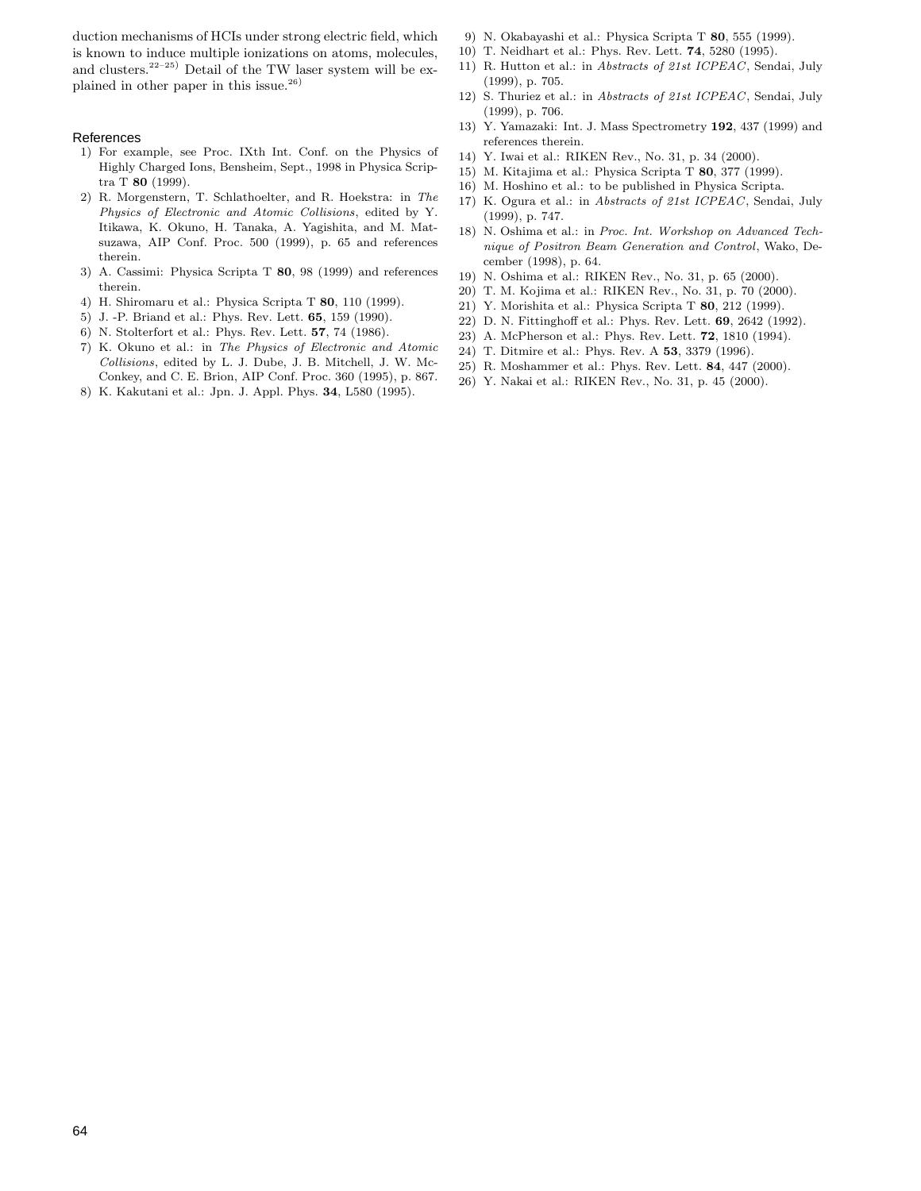duction mechanisms of HCIs under strong electric field, which is known to induce multiple ionizations on atoms, molecules, and clusters.[22–25] Detail of the TW laser system will be explained in other paper in this issue.[26]

## References

1) For example, see Proc. IXth Int. Conf. on the Physics of Highly Charged Ions, Bensheim, Sept., 1998 in Physica Scripta T **80** (1999).
2) R. Morgenstern, T. Schlathoelter, and R. Hoekstra: in *The Physics of Electronic and Atomic Collisions*, edited by Y. Itikawa, K. Okuno, H. Tanaka, A. Yagishita, and M. Matsuzawa, AIP Conf. Proc. 500 (1999), p. 65 and references therein.
3) A. Cassimi: Physica Scripta T **80**, 98 (1999) and references therein.
4) H. Shiromaru et al.: Physica Scripta T **80**, 110 (1999).
5) J. -P. Briand et al.: Phys. Rev. Lett. **65**, 159 (1990).
6) N. Stolterfort et al.: Phys. Rev. Lett. **57**, 74 (1986).
7) K. Okuno et al.: in *The Physics of Electronic and Atomic Collisions*, edited by L. J. Dube, J. B. Mitchell, J. W. McConkey, and C. E. Brion, AIP Conf. Proc. 360 (1995), p. 867.
8) K. Kakutani et al.: Jpn. J. Appl. Phys. **34**, L580 (1995).
9) N. Okabayashi et al.: Physica Scripta T **80**, 555 (1999).
10) T. Neidhart et al.: Phys. Rev. Lett. **74**, 5280 (1995).
11) R. Hutton et al.: in *Abstracts of 21st ICPEAC*, Sendai, July (1999), p. 705.
12) S. Thuriez et al.: in *Abstracts of 21st ICPEAC*, Sendai, July (1999), p. 706.
13) Y. Yamazaki: Int. J. Mass Spectrometry **192**, 437 (1999) and references therein.
14) Y. Iwai et al.: RIKEN Rev., No. 31, p. 34 (2000).
15) M. Kitajima et al.: Physica Scripta T **80**, 377 (1999).
16) M. Hoshino et al.: to be published in Physica Scripta.
17) K. Ogura et al.: in *Abstracts of 21st ICPEAC*, Sendai, July (1999), p. 747.
18) N. Oshima et al.: in *Proc. Int. Workshop on Advanced Technique of Positron Beam Generation and Control*, Wako, December (1998), p. 64.
19) N. Oshima et al.: RIKEN Rev., No. 31, p. 65 (2000).
20) T. M. Kojima et al.: RIKEN Rev., No. 31, p. 70 (2000).
21) Y. Morishita et al.: Physica Scripta T **80**, 212 (1999).
22) D. N. Fittinghoff et al.: Phys. Rev. Lett. **69**, 2642 (1992).
23) A. McPherson et al.: Phys. Rev. Lett. **72**, 1810 (1994).
24) T. Ditmire et al.: Phys. Rev. A **53**, 3379 (1996).
25) R. Moshammer et al.: Phys. Rev. Lett. **84**, 447 (2000).
26) Y. Nakai et al.: RIKEN Rev., No. 31, p. 45 (2000).